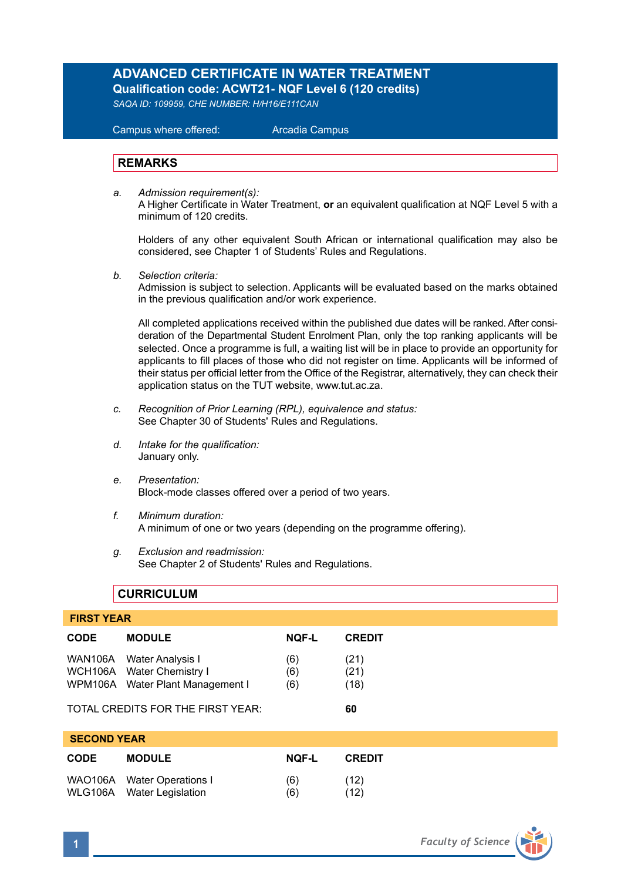# ADVANCED CERTIFICATE IN WATER TREATMENT

**Qualification code: ACWT21- NQF Level 6 (120 credits)**

*SAQA ID: 109959, CHE NUMBER: H/H16/E111CAN*

Campus where offered: Arcadia Campus

## REMARKS

a. *Admission requirement(s):*
A Higher Certificate in Water Treatment, **or** an equivalent qualification at NQF Level 5 with a minimum of 120 credits.

Holders of any other equivalent South African or international qualification may also be considered, see Chapter 1 of Students' Rules and Regulations.

b. *Selection criteria:*
Admission is subject to selection. Applicants will be evaluated based on the marks obtained in the previous qualification and/or work experience.

All completed applications received within the published due dates will be ranked. After consideration of the Departmental Student Enrolment Plan, only the top ranking applicants will be selected. Once a programme is full, a waiting list will be in place to provide an opportunity for applicants to fill places of those who did not register on time. Applicants will be informed of their status per official letter from the Office of the Registrar, alternatively, they can check their application status on the TUT website, www.tut.ac.za.

c. *Recognition of Prior Learning (RPL), equivalence and status:*
See Chapter 30 of Students' Rules and Regulations.

d. *Intake for the qualification:*
January only.

e. *Presentation:*
Block-mode classes offered over a period of two years.

f. *Minimum duration:*
A minimum of one or two years (depending on the programme offering).

g. *Exclusion and readmission:*
See Chapter 2 of Students' Rules and Regulations.

## CURRICULUM

### FIRST YEAR

| CODE | MODULE | NQF-L | CREDIT |
|---|---|---|---|
| WAN106A | Water Analysis I | (6) | (21) |
| WCH106A | Water Chemistry I | (6) | (21) |
| WPM106A | Water Plant Management I | (6) | (18) |

TOTAL CREDITS FOR THE FIRST YEAR: **60**

### SECOND YEAR

| CODE | MODULE | NQF-L | CREDIT |
|---|---|---|---|
| WAO106A | Water Operations I | (6) | (12) |
| WLG106A | Water Legislation | (6) | (12) |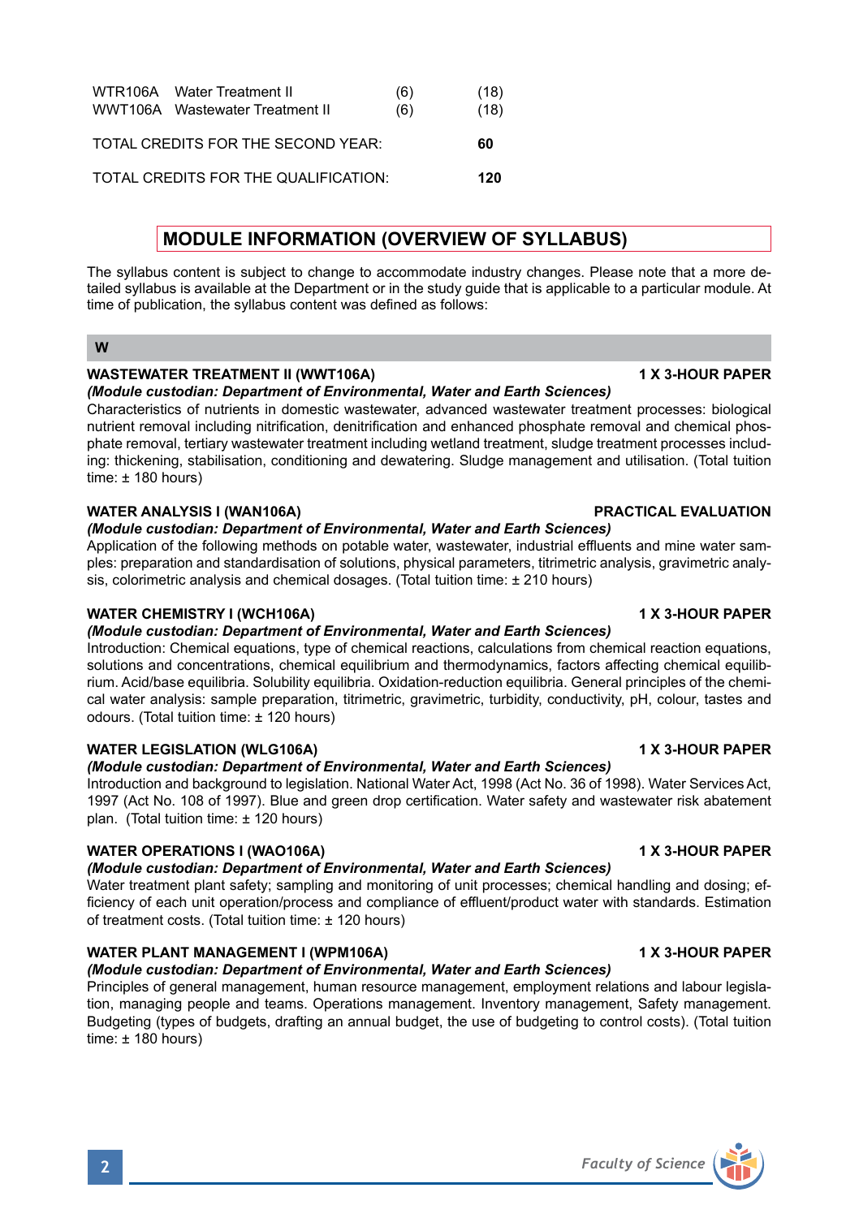| | | | |
|---|---|---|---|
| WTR106A | Water Treatment II | (6) | (18) |
| WWT106A | Wastewater Treatment II | (6) | (18) |

TOTAL CREDITS FOR THE SECOND YEAR: **60**

TOTAL CREDITS FOR THE QUALIFICATION: **120**

## MODULE INFORMATION (OVERVIEW OF SYLLABUS)

The syllabus content is subject to change to accommodate industry changes. Please note that a more detailed syllabus is available at the Department or in the study guide that is applicable to a particular module. At time of publication, the syllabus content was defined as follows:

### W

**WASTEWATER TREATMENT II (WWT106A)** **1 X 3-HOUR PAPER**
***(Module custodian: Department of Environmental, Water and Earth Sciences)***
Characteristics of nutrients in domestic wastewater, advanced wastewater treatment processes: biological nutrient removal including nitrification, denitrification and enhanced phosphate removal and chemical phosphate removal, tertiary wastewater treatment including wetland treatment, sludge treatment processes including: thickening, stabilisation, conditioning and dewatering. Sludge management and utilisation. (Total tuition time: ± 180 hours)

**WATER ANALYSIS I (WAN106A)** **PRACTICAL EVALUATION**
***(Module custodian: Department of Environmental, Water and Earth Sciences)***
Application of the following methods on potable water, wastewater, industrial effluents and mine water samples: preparation and standardisation of solutions, physical parameters, titrimetric analysis, gravimetric analysis, colorimetric analysis and chemical dosages. (Total tuition time: ± 210 hours)

**WATER CHEMISTRY I (WCH106A)** **1 X 3-HOUR PAPER**
***(Module custodian: Department of Environmental, Water and Earth Sciences)***
Introduction: Chemical equations, type of chemical reactions, calculations from chemical reaction equations, solutions and concentrations, chemical equilibrium and thermodynamics, factors affecting chemical equilibrium. Acid/base equilibria. Solubility equilibria. Oxidation-reduction equilibria. General principles of the chemical water analysis: sample preparation, titrimetric, gravimetric, turbidity, conductivity, pH, colour, tastes and odours. (Total tuition time: ± 120 hours)

**WATER LEGISLATION (WLG106A)** **1 X 3-HOUR PAPER**
***(Module custodian: Department of Environmental, Water and Earth Sciences)***
Introduction and background to legislation. National Water Act, 1998 (Act No. 36 of 1998). Water Services Act, 1997 (Act No. 108 of 1997). Blue and green drop certification. Water safety and wastewater risk abatement plan. (Total tuition time: ± 120 hours)

**WATER OPERATIONS I (WAO106A)** **1 X 3-HOUR PAPER**
***(Module custodian: Department of Environmental, Water and Earth Sciences)***
Water treatment plant safety; sampling and monitoring of unit processes; chemical handling and dosing; efficiency of each unit operation/process and compliance of effluent/product water with standards. Estimation of treatment costs. (Total tuition time: ± 120 hours)

**WATER PLANT MANAGEMENT I (WPM106A)** **1 X 3-HOUR PAPER**
***(Module custodian: Department of Environmental, Water and Earth Sciences)***
Principles of general management, human resource management, employment relations and labour legislation, managing people and teams. Operations management. Inventory management, Safety management. Budgeting (types of budgets, drafting an annual budget, the use of budgeting to control costs). (Total tuition time: ± 180 hours)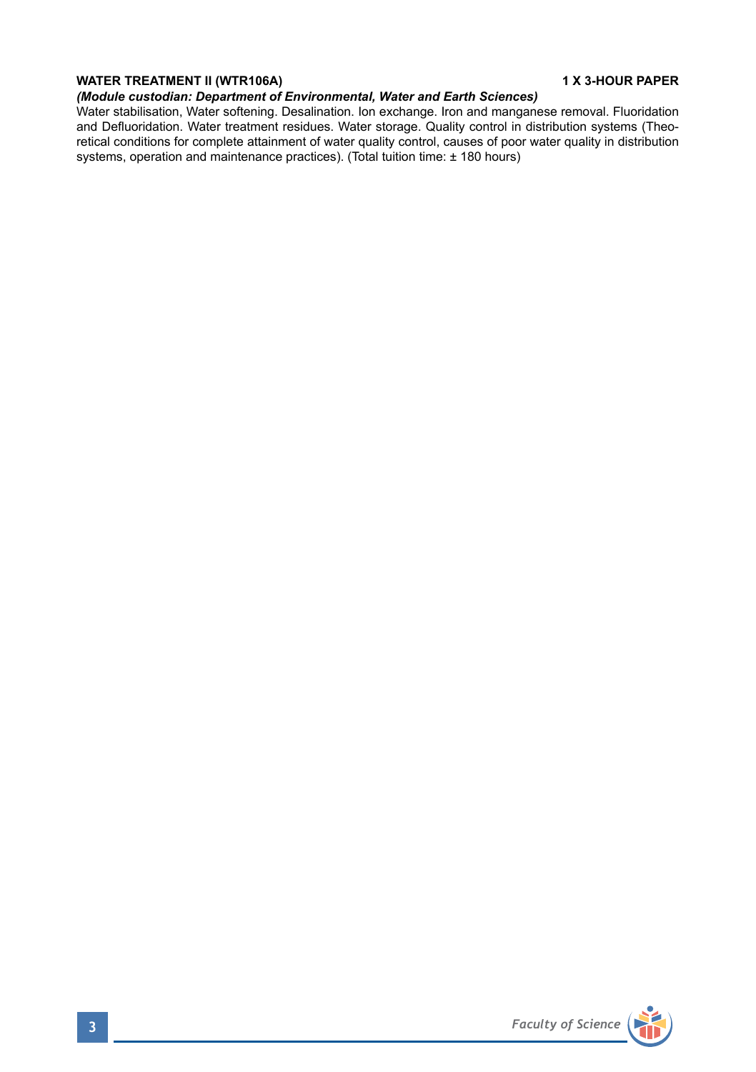**WATER TREATMENT II (WTR106A)** **1 X 3-HOUR PAPER**

***(Module custodian: Department of Environmental, Water and Earth Sciences)***

Water stabilisation, Water softening. Desalination. Ion exchange. Iron and manganese removal. Fluoridation and Defluoridation. Water treatment residues. Water storage. Quality control in distribution systems (Theoretical conditions for complete attainment of water quality control, causes of poor water quality in distribution systems, operation and maintenance practices). (Total tuition time: ± 180 hours)